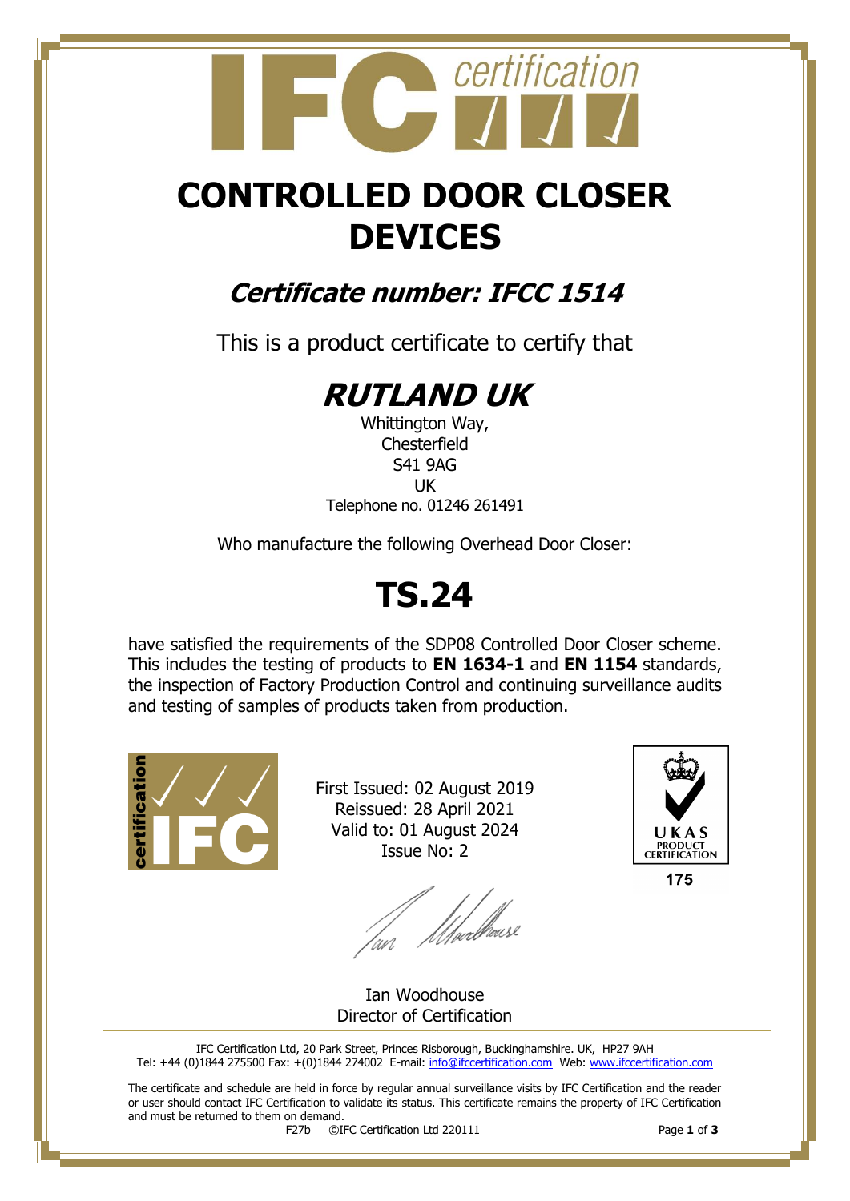# CONTROLLED DOOR CLOSER DEVICES

## *Certificate number: IFCC 1514*

This is a product certificate to certify that

# *RUTLAND UK*

Whittington Way,
Chesterfield
S41 9AG
UK
Telephone no. 01246 261491

Who manufacture the following Overhead Door Closer:

# TS.24

have satisfied the requirements of the SDP08 Controlled Door Closer scheme. This includes the testing of products to **EN 1634-1** and **EN 1154** standards, the inspection of Factory Production Control and continuing surveillance audits and testing of samples of products taken from production.

First Issued: 02 August 2019
Reissued: 28 April 2021
Valid to: 01 August 2024
Issue No: 2

UKAS PRODUCT CERTIFICATION
175

Ian Woodhouse
Director of Certification

IFC Certification Ltd, 20 Park Street, Princes Risborough, Buckinghamshire. UK, HP27 9AH
Tel: +44 (0)1844 275500 Fax: +(0)1844 274002 E-mail: info@ifccertification.com Web: www.ifccertification.com

The certificate and schedule are held in force by regular annual surveillance visits by IFC Certification and the reader or user should contact IFC Certification to validate its status. This certificate remains the property of IFC Certification and must be returned to them on demand.

F27b ©IFC Certification Ltd 220111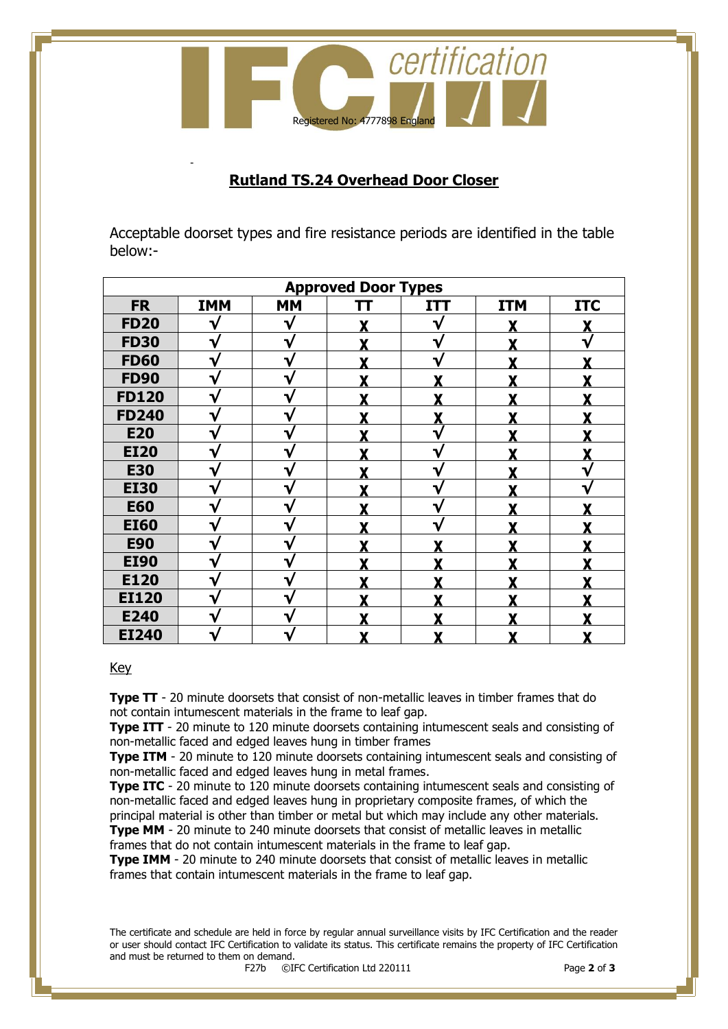## Rutland TS.24 Overhead Door Closer

Acceptable doorset types and fire resistance periods are identified in the table below:-

| Approved Door Types | | | | | | |
|---|---|---|---|---|---|---|
| **FR** | **IMM** | **MM** | **TT** | **ITT** | **ITM** | **ITC** |
| **FD20** | √ | √ | X | √ | X | X |
| **FD30** | √ | √ | X | √ | X | √ |
| **FD60** | √ | √ | X | √ | X | X |
| **FD90** | √ | √ | X | X | X | X |
| **FD120** | √ | √ | X | X | X | X |
| **FD240** | √ | √ | X | X | X | X |
| **E20** | √ | √ | X | √ | X | X |
| **EI20** | √ | √ | X | √ | X | X |
| **E30** | √ | √ | X | √ | X | √ |
| **EI30** | √ | √ | X | √ | X | √ |
| **E60** | √ | √ | X | √ | X | X |
| **EI60** | √ | √ | X | √ | X | X |
| **E90** | √ | √ | X | X | X | X |
| **EI90** | √ | √ | X | X | X | X |
| **E120** | √ | √ | X | X | X | X |
| **EI120** | √ | √ | X | X | X | X |
| **E240** | √ | √ | X | X | X | X |
| **EI240** | √ | √ | X | X | X | X |

Key

**Type TT** - 20 minute doorsets that consist of non-metallic leaves in timber frames that do not contain intumescent materials in the frame to leaf gap.
**Type ITT** - 20 minute to 120 minute doorsets containing intumescent seals and consisting of non-metallic faced and edged leaves hung in timber frames
**Type ITM** - 20 minute to 120 minute doorsets containing intumescent seals and consisting of non-metallic faced and edged leaves hung in metal frames.
**Type ITC** - 20 minute to 120 minute doorsets containing intumescent seals and consisting of non-metallic faced and edged leaves hung in proprietary composite frames, of which the principal material is other than timber or metal but which may include any other materials.
**Type MM** - 20 minute to 240 minute doorsets that consist of metallic leaves in metallic frames that do not contain intumescent materials in the frame to leaf gap.
**Type IMM** - 20 minute to 240 minute doorsets that consist of metallic leaves in metallic frames that contain intumescent materials in the frame to leaf gap.

The certificate and schedule are held in force by regular annual surveillance visits by IFC Certification and the reader or user should contact IFC Certification to validate its status. This certificate remains the property of IFC Certification and must be returned to them on demand.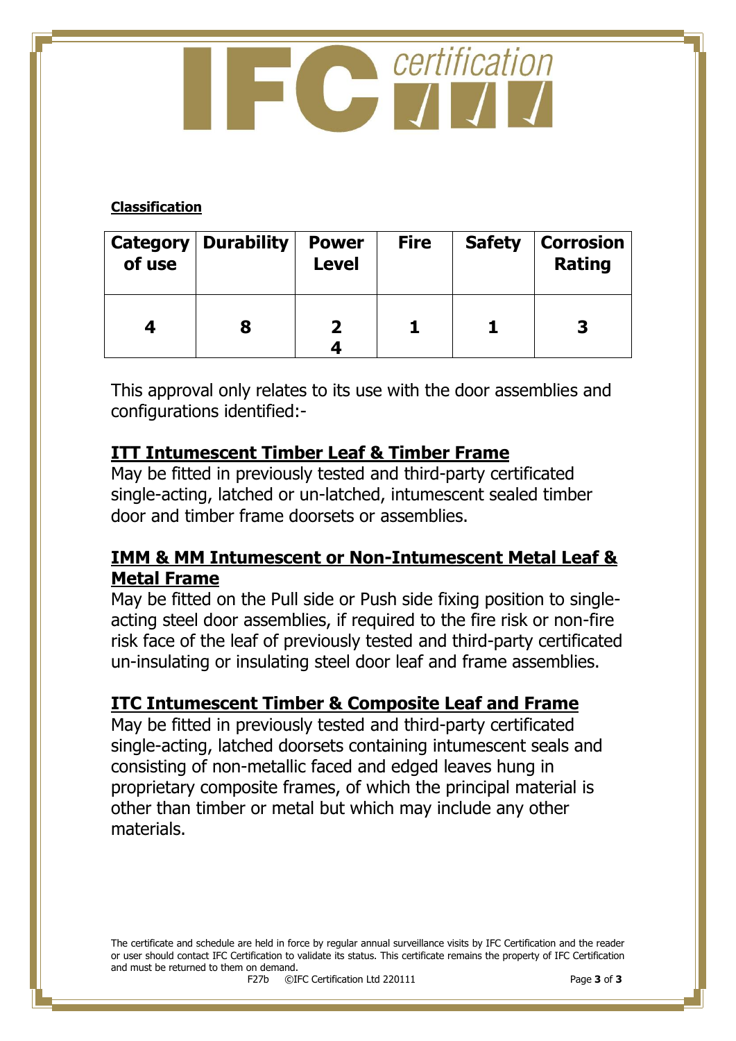**Classification**

| Category of use | Durability | Power Level | Fire | Safety | Corrosion Rating |
|---|---|---|---|---|---|
| 4 | 8 | 2 4 | 1 | 1 | 3 |

This approval only relates to its use with the door assemblies and configurations identified:-

## ITT Intumescent Timber Leaf & Timber Frame

May be fitted in previously tested and third-party certificated single-acting, latched or un-latched, intumescent sealed timber door and timber frame doorsets or assemblies.

## IMM & MM Intumescent or Non-Intumescent Metal Leaf & Metal Frame

May be fitted on the Pull side or Push side fixing position to single-acting steel door assemblies, if required to the fire risk or non-fire risk face of the leaf of previously tested and third-party certificated un-insulating or insulating steel door leaf and frame assemblies.

## ITC Intumescent Timber & Composite Leaf and Frame

May be fitted in previously tested and third-party certificated single-acting, latched doorsets containing intumescent seals and consisting of non-metallic faced and edged leaves hung in proprietary composite frames, of which the principal material is other than timber or metal but which may include any other materials.

The certificate and schedule are held in force by regular annual surveillance visits by IFC Certification and the reader or user should contact IFC Certification to validate its status. This certificate remains the property of IFC Certification and must be returned to them on demand.

F27b ©IFC Certification Ltd 220111